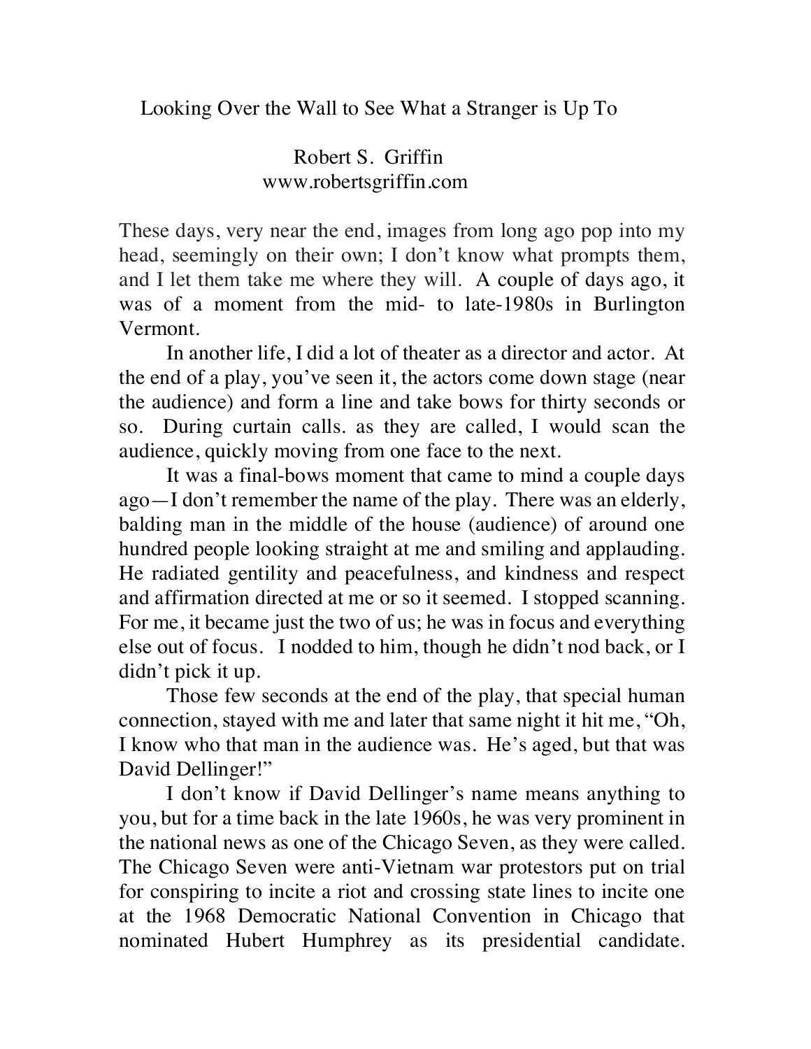# Looking Over the Wall to See What a Stranger is Up To

Robert S. Griffin
www.robertsgriffin.com

These days, very near the end, images from long ago pop into my head, seemingly on their own; I don't know what prompts them, and I let them take me where they will. A couple of days ago, it was of a moment from the mid- to late-1980s in Burlington Vermont.

In another life, I did a lot of theater as a director and actor. At the end of a play, you've seen it, the actors come down stage (near the audience) and form a line and take bows for thirty seconds or so. During curtain calls. as they are called, I would scan the audience, quickly moving from one face to the next.

It was a final-bows moment that came to mind a couple days ago—I don't remember the name of the play. There was an elderly, balding man in the middle of the house (audience) of around one hundred people looking straight at me and smiling and applauding. He radiated gentility and peacefulness, and kindness and respect and affirmation directed at me or so it seemed. I stopped scanning. For me, it became just the two of us; he was in focus and everything else out of focus. I nodded to him, though he didn't nod back, or I didn't pick it up.

Those few seconds at the end of the play, that special human connection, stayed with me and later that same night it hit me, "Oh, I know who that man in the audience was. He's aged, but that was David Dellinger!"

I don't know if David Dellinger's name means anything to you, but for a time back in the late 1960s, he was very prominent in the national news as one of the Chicago Seven, as they were called. The Chicago Seven were anti-Vietnam war protestors put on trial for conspiring to incite a riot and crossing state lines to incite one at the 1968 Democratic National Convention in Chicago that nominated Hubert Humphrey as its presidential candidate.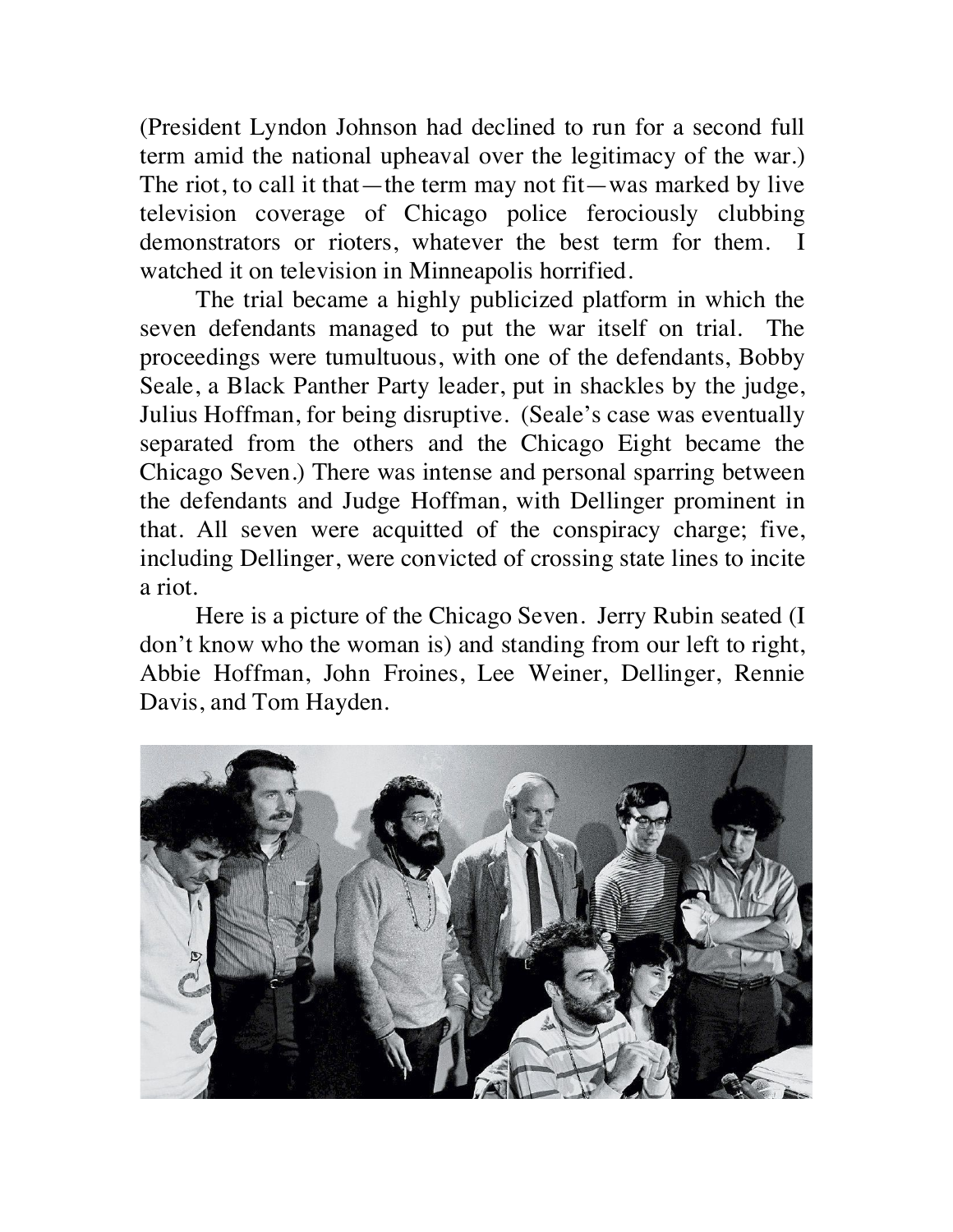(President Lyndon Johnson had declined to run for a second full term amid the national upheaval over the legitimacy of the war.) The riot, to call it that—the term may not fit—was marked by live television coverage of Chicago police ferociously clubbing demonstrators or rioters, whatever the best term for them. I watched it on television in Minneapolis horrified.

The trial became a highly publicized platform in which the seven defendants managed to put the war itself on trial. The proceedings were tumultuous, with one of the defendants, Bobby Seale, a Black Panther Party leader, put in shackles by the judge, Julius Hoffman, for being disruptive. (Seale's case was eventually separated from the others and the Chicago Eight became the Chicago Seven.) There was intense and personal sparring between the defendants and Judge Hoffman, with Dellinger prominent in that. All seven were acquitted of the conspiracy charge; five, including Dellinger, were convicted of crossing state lines to incite a riot.

Here is a picture of the Chicago Seven. Jerry Rubin seated (I don't know who the woman is) and standing from our left to right, Abbie Hoffman, John Froines, Lee Weiner, Dellinger, Rennie Davis, and Tom Hayden.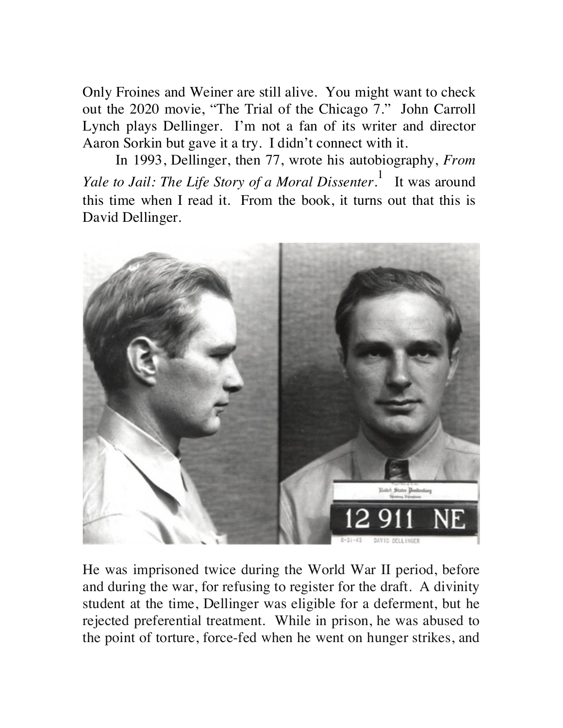Only Froines and Weiner are still alive. You might want to check out the 2020 movie, "The Trial of the Chicago 7." John Carroll Lynch plays Dellinger. I'm not a fan of its writer and director Aaron Sorkin but gave it a try. I didn't connect with it.

In 1993, Dellinger, then 77, wrote his autobiography, *From Yale to Jail: The Life Story of a Moral Dissenter*.[1] It was around this time when I read it. From the book, it turns out that this is David Dellinger.

He was imprisoned twice during the World War II period, before and during the war, for refusing to register for the draft. A divinity student at the time, Dellinger was eligible for a deferment, but he rejected preferential treatment. While in prison, he was abused to the point of torture, force-fed when he went on hunger strikes, and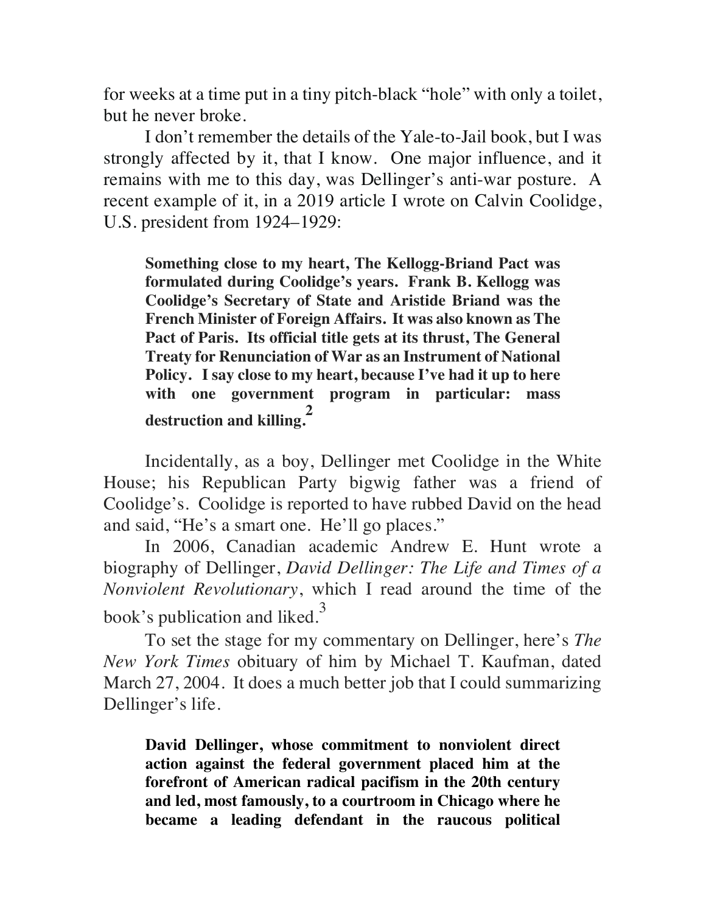for weeks at a time put in a tiny pitch-black "hole" with only a toilet, but he never broke.

I don't remember the details of the Yale-to-Jail book, but I was strongly affected by it, that I know. One major influence, and it remains with me to this day, was Dellinger's anti-war posture. A recent example of it, in a 2019 article I wrote on Calvin Coolidge, U.S. president from 1924–1929:

> **Something close to my heart, The Kellogg-Briand Pact was formulated during Coolidge's years. Frank B. Kellogg was Coolidge's Secretary of State and Aristide Briand was the French Minister of Foreign Affairs. It was also known as The Pact of Paris. Its official title gets at its thrust, The General Treaty for Renunciation of War as an Instrument of National Policy. I say close to my heart, because I've had it up to here with one government program in particular: mass destruction and killing.**[2]

Incidentally, as a boy, Dellinger met Coolidge in the White House; his Republican Party bigwig father was a friend of Coolidge's. Coolidge is reported to have rubbed David on the head and said, "He's a smart one. He'll go places."

In 2006, Canadian academic Andrew E. Hunt wrote a biography of Dellinger, *David Dellinger: The Life and Times of a Nonviolent Revolutionary*, which I read around the time of the book's publication and liked.[3]

To set the stage for my commentary on Dellinger, here's *The New York Times* obituary of him by Michael T. Kaufman, dated March 27, 2004. It does a much better job that I could summarizing Dellinger's life.

> **David Dellinger, whose commitment to nonviolent direct action against the federal government placed him at the forefront of American radical pacifism in the 20th century and led, most famously, to a courtroom in Chicago where he became a leading defendant in the raucous political**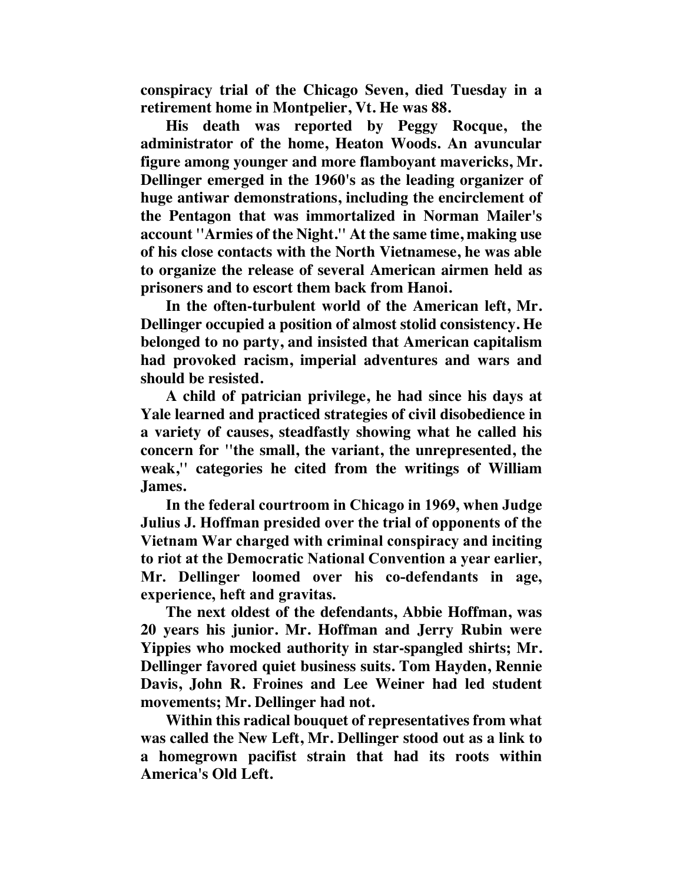conspiracy trial of the Chicago Seven, died Tuesday in a retirement home in Montpelier, Vt. He was 88.

His death was reported by Peggy Rocque, the administrator of the home, Heaton Woods. An avuncular figure among younger and more flamboyant mavericks, Mr. Dellinger emerged in the 1960's as the leading organizer of huge antiwar demonstrations, including the encirclement of the Pentagon that was immortalized in Norman Mailer's account ''Armies of the Night.'' At the same time, making use of his close contacts with the North Vietnamese, he was able to organize the release of several American airmen held as prisoners and to escort them back from Hanoi.

In the often-turbulent world of the American left, Mr. Dellinger occupied a position of almost stolid consistency. He belonged to no party, and insisted that American capitalism had provoked racism, imperial adventures and wars and should be resisted.

A child of patrician privilege, he had since his days at Yale learned and practiced strategies of civil disobedience in a variety of causes, steadfastly showing what he called his concern for ''the small, the variant, the unrepresented, the weak,'' categories he cited from the writings of William James.

In the federal courtroom in Chicago in 1969, when Judge Julius J. Hoffman presided over the trial of opponents of the Vietnam War charged with criminal conspiracy and inciting to riot at the Democratic National Convention a year earlier, Mr. Dellinger loomed over his co-defendants in age, experience, heft and gravitas.

The next oldest of the defendants, Abbie Hoffman, was 20 years his junior. Mr. Hoffman and Jerry Rubin were Yippies who mocked authority in star-spangled shirts; Mr. Dellinger favored quiet business suits. Tom Hayden, Rennie Davis, John R. Froines and Lee Weiner had led student movements; Mr. Dellinger had not.

Within this radical bouquet of representatives from what was called the New Left, Mr. Dellinger stood out as a link to a homegrown pacifist strain that had its roots within America's Old Left.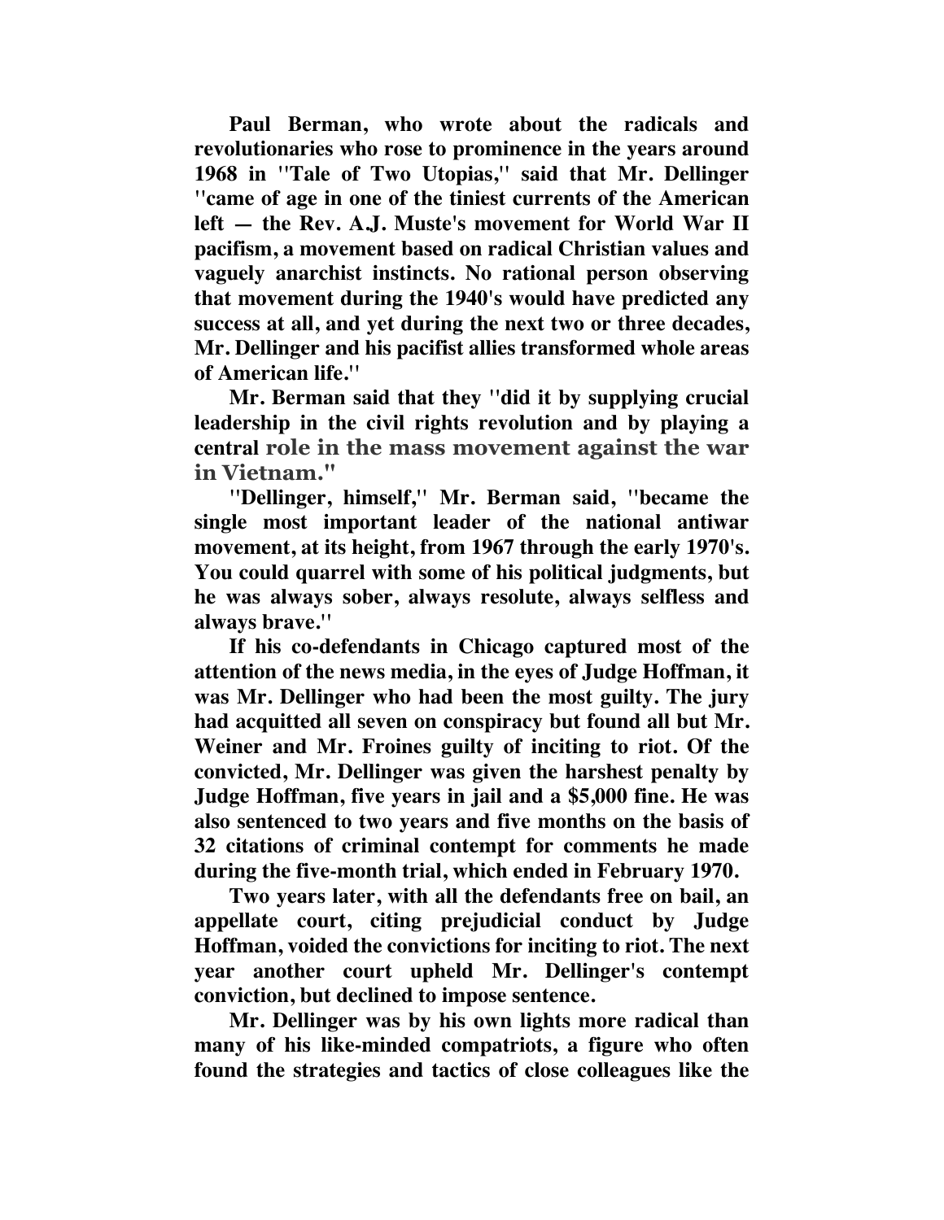Paul Berman, who wrote about the radicals and revolutionaries who rose to prominence in the years around 1968 in ''Tale of Two Utopias,'' said that Mr. Dellinger ''came of age in one of the tiniest currents of the American left — the Rev. A.J. Muste's movement for World War II pacifism, a movement based on radical Christian values and vaguely anarchist instincts. No rational person observing that movement during the 1940's would have predicted any success at all, and yet during the next two or three decades, Mr. Dellinger and his pacifist allies transformed whole areas of American life.''

Mr. Berman said that they ''did it by supplying crucial leadership in the civil rights revolution and by playing a central role in the mass movement against the war in Vietnam.''

''Dellinger, himself,'' Mr. Berman said, ''became the single most important leader of the national antiwar movement, at its height, from 1967 through the early 1970's. You could quarrel with some of his political judgments, but he was always sober, always resolute, always selfless and always brave.''

If his co-defendants in Chicago captured most of the attention of the news media, in the eyes of Judge Hoffman, it was Mr. Dellinger who had been the most guilty. The jury had acquitted all seven on conspiracy but found all but Mr. Weiner and Mr. Froines guilty of inciting to riot. Of the convicted, Mr. Dellinger was given the harshest penalty by Judge Hoffman, five years in jail and a $5,000 fine. He was also sentenced to two years and five months on the basis of 32 citations of criminal contempt for comments he made during the five-month trial, which ended in February 1970.

Two years later, with all the defendants free on bail, an appellate court, citing prejudicial conduct by Judge Hoffman, voided the convictions for inciting to riot. The next year another court upheld Mr. Dellinger's contempt conviction, but declined to impose sentence.

Mr. Dellinger was by his own lights more radical than many of his like-minded compatriots, a figure who often found the strategies and tactics of close colleagues like the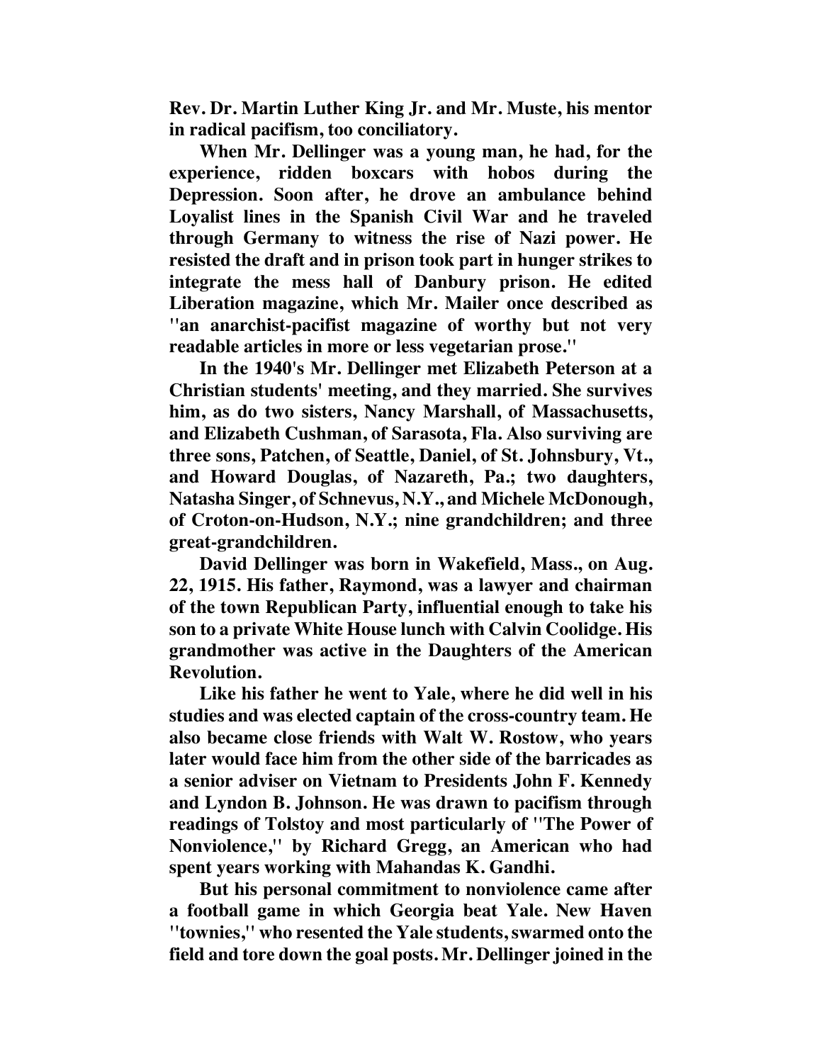Rev. Dr. Martin Luther King Jr. and Mr. Muste, his mentor in radical pacifism, too conciliatory.

When Mr. Dellinger was a young man, he had, for the experience, ridden boxcars with hobos during the Depression. Soon after, he drove an ambulance behind Loyalist lines in the Spanish Civil War and he traveled through Germany to witness the rise of Nazi power. He resisted the draft and in prison took part in hunger strikes to integrate the mess hall of Danbury prison. He edited Liberation magazine, which Mr. Mailer once described as ''an anarchist-pacifist magazine of worthy but not very readable articles in more or less vegetarian prose.''

In the 1940's Mr. Dellinger met Elizabeth Peterson at a Christian students' meeting, and they married. She survives him, as do two sisters, Nancy Marshall, of Massachusetts, and Elizabeth Cushman, of Sarasota, Fla. Also surviving are three sons, Patchen, of Seattle, Daniel, of St. Johnsbury, Vt., and Howard Douglas, of Nazareth, Pa.; two daughters, Natasha Singer, of Schnevus, N.Y., and Michele McDonough, of Croton-on-Hudson, N.Y.; nine grandchildren; and three great-grandchildren.

David Dellinger was born in Wakefield, Mass., on Aug. 22, 1915. His father, Raymond, was a lawyer and chairman of the town Republican Party, influential enough to take his son to a private White House lunch with Calvin Coolidge. His grandmother was active in the Daughters of the American Revolution.

Like his father he went to Yale, where he did well in his studies and was elected captain of the cross-country team. He also became close friends with Walt W. Rostow, who years later would face him from the other side of the barricades as a senior adviser on Vietnam to Presidents John F. Kennedy and Lyndon B. Johnson. He was drawn to pacifism through readings of Tolstoy and most particularly of ''The Power of Nonviolence,'' by Richard Gregg, an American who had spent years working with Mahandas K. Gandhi.

But his personal commitment to nonviolence came after a football game in which Georgia beat Yale. New Haven ''townies,'' who resented the Yale students, swarmed onto the field and tore down the goal posts. Mr. Dellinger joined in the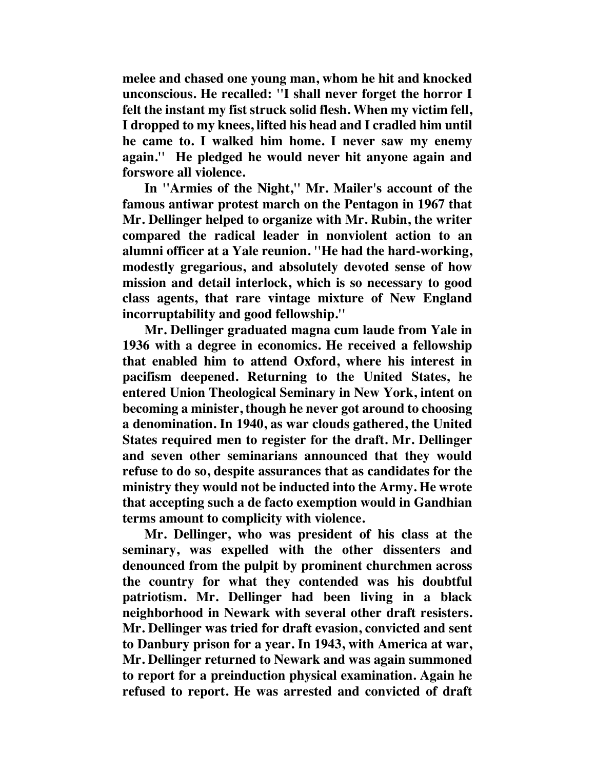melee and chased one young man, whom he hit and knocked unconscious. He recalled: "I shall never forget the horror I felt the instant my fist struck solid flesh. When my victim fell, I dropped to my knees, lifted his head and I cradled him until he came to. I walked him home. I never saw my enemy again." He pledged he would never hit anyone again and forswore all violence.

In "Armies of the Night," Mr. Mailer's account of the famous antiwar protest march on the Pentagon in 1967 that Mr. Dellinger helped to organize with Mr. Rubin, the writer compared the radical leader in nonviolent action to an alumni officer at a Yale reunion. "He had the hard-working, modestly gregarious, and absolutely devoted sense of how mission and detail interlock, which is so necessary to good class agents, that rare vintage mixture of New England incorruptability and good fellowship."

Mr. Dellinger graduated magna cum laude from Yale in 1936 with a degree in economics. He received a fellowship that enabled him to attend Oxford, where his interest in pacifism deepened. Returning to the United States, he entered Union Theological Seminary in New York, intent on becoming a minister, though he never got around to choosing a denomination. In 1940, as war clouds gathered, the United States required men to register for the draft. Mr. Dellinger and seven other seminarians announced that they would refuse to do so, despite assurances that as candidates for the ministry they would not be inducted into the Army. He wrote that accepting such a de facto exemption would in Gandhian terms amount to complicity with violence.

Mr. Dellinger, who was president of his class at the seminary, was expelled with the other dissenters and denounced from the pulpit by prominent churchmen across the country for what they contended was his doubtful patriotism. Mr. Dellinger had been living in a black neighborhood in Newark with several other draft resisters. Mr. Dellinger was tried for draft evasion, convicted and sent to Danbury prison for a year. In 1943, with America at war, Mr. Dellinger returned to Newark and was again summoned to report for a preinduction physical examination. Again he refused to report. He was arrested and convicted of draft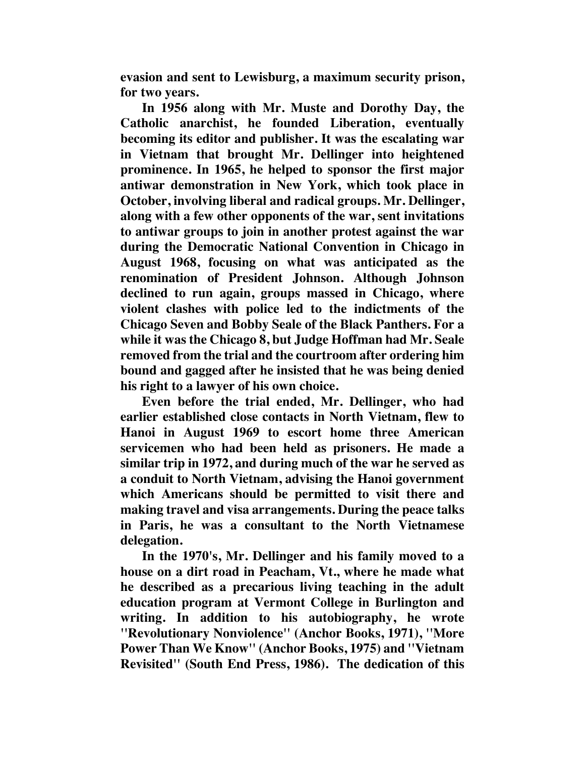**evasion and sent to Lewisburg, a maximum security prison, for two years.**

**In 1956 along with Mr. Muste and Dorothy Day, the Catholic anarchist, he founded Liberation, eventually becoming its editor and publisher. It was the escalating war in Vietnam that brought Mr. Dellinger into heightened prominence. In 1965, he helped to sponsor the first major antiwar demonstration in New York, which took place in October, involving liberal and radical groups. Mr. Dellinger, along with a few other opponents of the war, sent invitations to antiwar groups to join in another protest against the war during the Democratic National Convention in Chicago in August 1968, focusing on what was anticipated as the renomination of President Johnson. Although Johnson declined to run again, groups massed in Chicago, where violent clashes with police led to the indictments of the Chicago Seven and Bobby Seale of the Black Panthers. For a while it was the Chicago 8, but Judge Hoffman had Mr. Seale removed from the trial and the courtroom after ordering him bound and gagged after he insisted that he was being denied his right to a lawyer of his own choice.**

**Even before the trial ended, Mr. Dellinger, who had earlier established close contacts in North Vietnam, flew to Hanoi in August 1969 to escort home three American servicemen who had been held as prisoners. He made a similar trip in 1972, and during much of the war he served as a conduit to North Vietnam, advising the Hanoi government which Americans should be permitted to visit there and making travel and visa arrangements. During the peace talks in Paris, he was a consultant to the North Vietnamese delegation.**

**In the 1970's, Mr. Dellinger and his family moved to a house on a dirt road in Peacham, Vt., where he made what he described as a precarious living teaching in the adult education program at Vermont College in Burlington and writing. In addition to his autobiography, he wrote "Revolutionary Nonviolence" (Anchor Books, 1971), "More Power Than We Know" (Anchor Books, 1975) and "Vietnam Revisited" (South End Press, 1986). The dedication of this**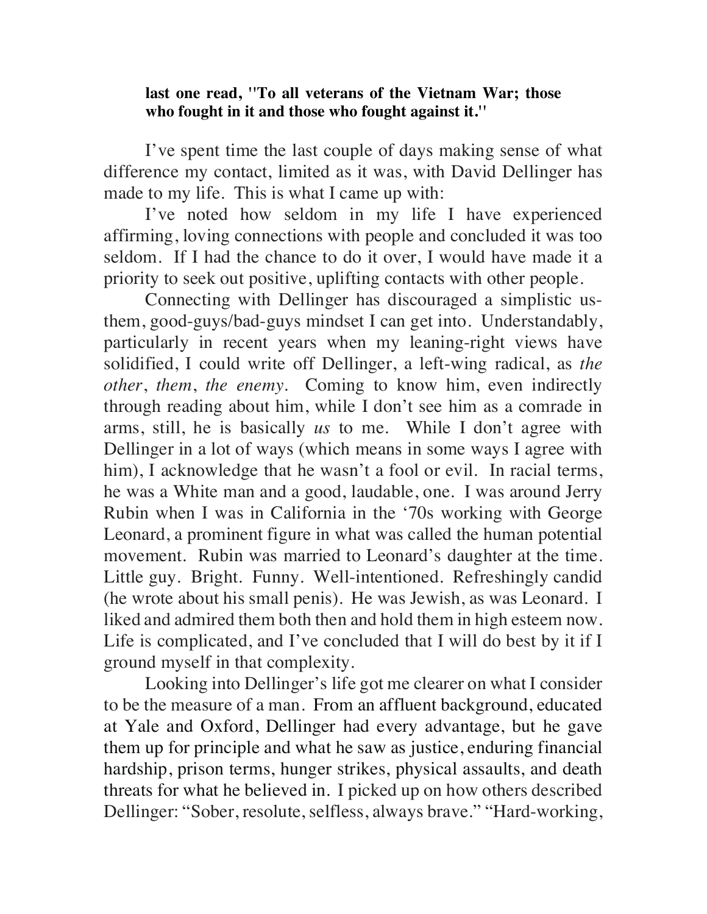**last one read, "To all veterans of the Vietnam War; those who fought in it and those who fought against it."**

I've spent time the last couple of days making sense of what difference my contact, limited as it was, with David Dellinger has made to my life. This is what I came up with:

I've noted how seldom in my life I have experienced affirming, loving connections with people and concluded it was too seldom. If I had the chance to do it over, I would have made it a priority to seek out positive, uplifting contacts with other people.

Connecting with Dellinger has discouraged a simplistic us-them, good-guys/bad-guys mindset I can get into. Understandably, particularly in recent years when my leaning-right views have solidified, I could write off Dellinger, a left-wing radical, as *the other*, *them*, *the enemy*. Coming to know him, even indirectly through reading about him, while I don't see him as a comrade in arms, still, he is basically *us* to me. While I don't agree with Dellinger in a lot of ways (which means in some ways I agree with him), I acknowledge that he wasn't a fool or evil. In racial terms, he was a White man and a good, laudable, one. I was around Jerry Rubin when I was in California in the '70s working with George Leonard, a prominent figure in what was called the human potential movement. Rubin was married to Leonard's daughter at the time. Little guy. Bright. Funny. Well-intentioned. Refreshingly candid (he wrote about his small penis). He was Jewish, as was Leonard. I liked and admired them both then and hold them in high esteem now. Life is complicated, and I've concluded that I will do best by it if I ground myself in that complexity.

Looking into Dellinger's life got me clearer on what I consider to be the measure of a man. From an affluent background, educated at Yale and Oxford, Dellinger had every advantage, but he gave them up for principle and what he saw as justice, enduring financial hardship, prison terms, hunger strikes, physical assaults, and death threats for what he believed in. I picked up on how others described Dellinger: "Sober, resolute, selfless, always brave." "Hard-working,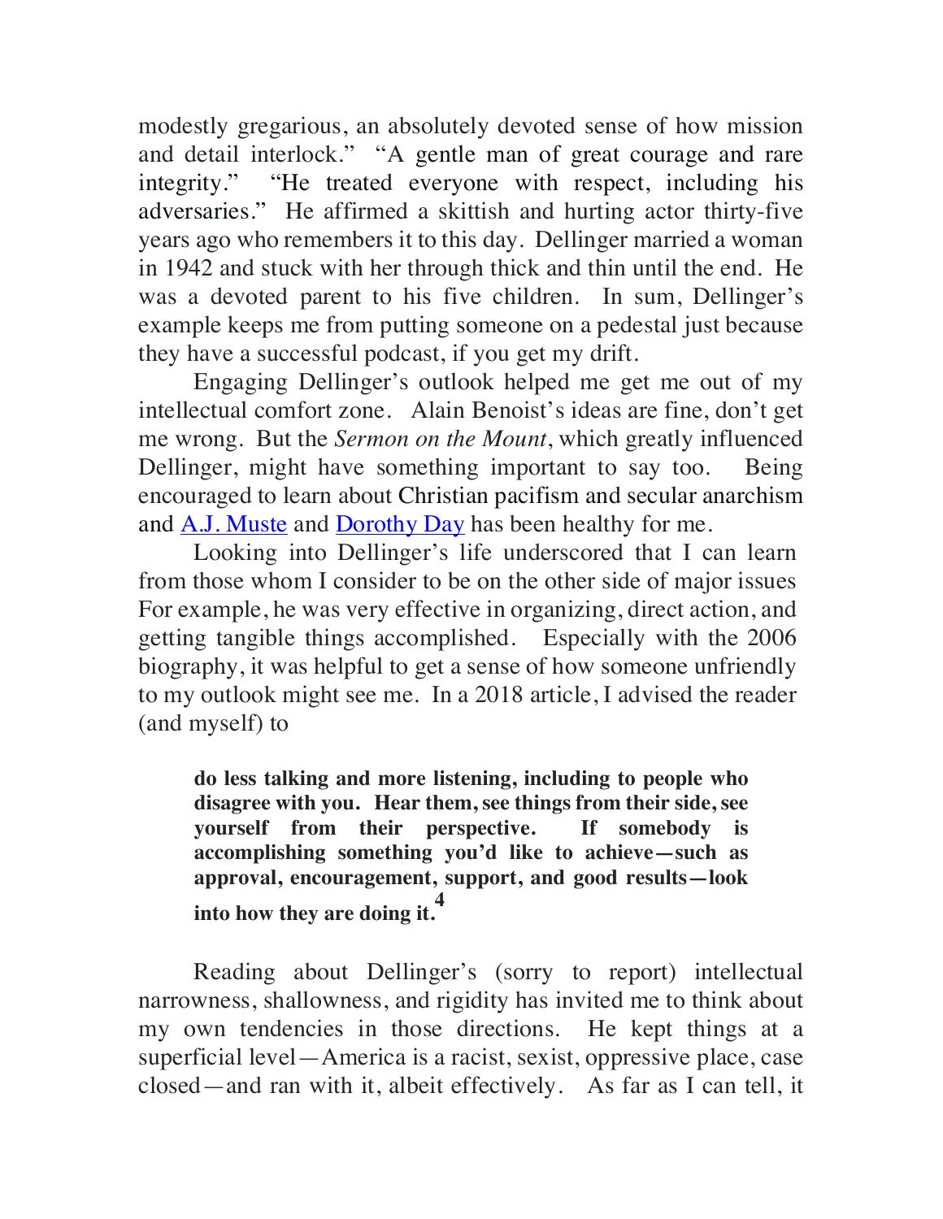modestly gregarious, an absolutely devoted sense of how mission and detail interlock." "A gentle man of great courage and rare integrity." "He treated everyone with respect, including his adversaries." He affirmed a skittish and hurting actor thirty-five years ago who remembers it to this day. Dellinger married a woman in 1942 and stuck with her through thick and thin until the end. He was a devoted parent to his five children. In sum, Dellinger's example keeps me from putting someone on a pedestal just because they have a successful podcast, if you get my drift.

Engaging Dellinger's outlook helped me get me out of my intellectual comfort zone. Alain Benoist's ideas are fine, don't get me wrong. But the *Sermon on the Mount*, which greatly influenced Dellinger, might have something important to say too. Being encouraged to learn about Christian pacifism and secular anarchism and [A.J. Muste]() and [Dorothy Day]() has been healthy for me.

Looking into Dellinger's life underscored that I can learn from those whom I consider to be on the other side of major issues For example, he was very effective in organizing, direct action, and getting tangible things accomplished. Especially with the 2006 biography, it was helpful to get a sense of how someone unfriendly to my outlook might see me. In a 2018 article, I advised the reader (and myself) to

> **do less talking and more listening, including to people who disagree with you. Hear them, see things from their side, see yourself from their perspective. If somebody is accomplishing something you'd like to achieve—such as approval, encouragement, support, and good results—look into how they are doing it.**[4]

Reading about Dellinger's (sorry to report) intellectual narrowness, shallowness, and rigidity has invited me to think about my own tendencies in those directions. He kept things at a superficial level—America is a racist, sexist, oppressive place, case closed—and ran with it, albeit effectively. As far as I can tell, it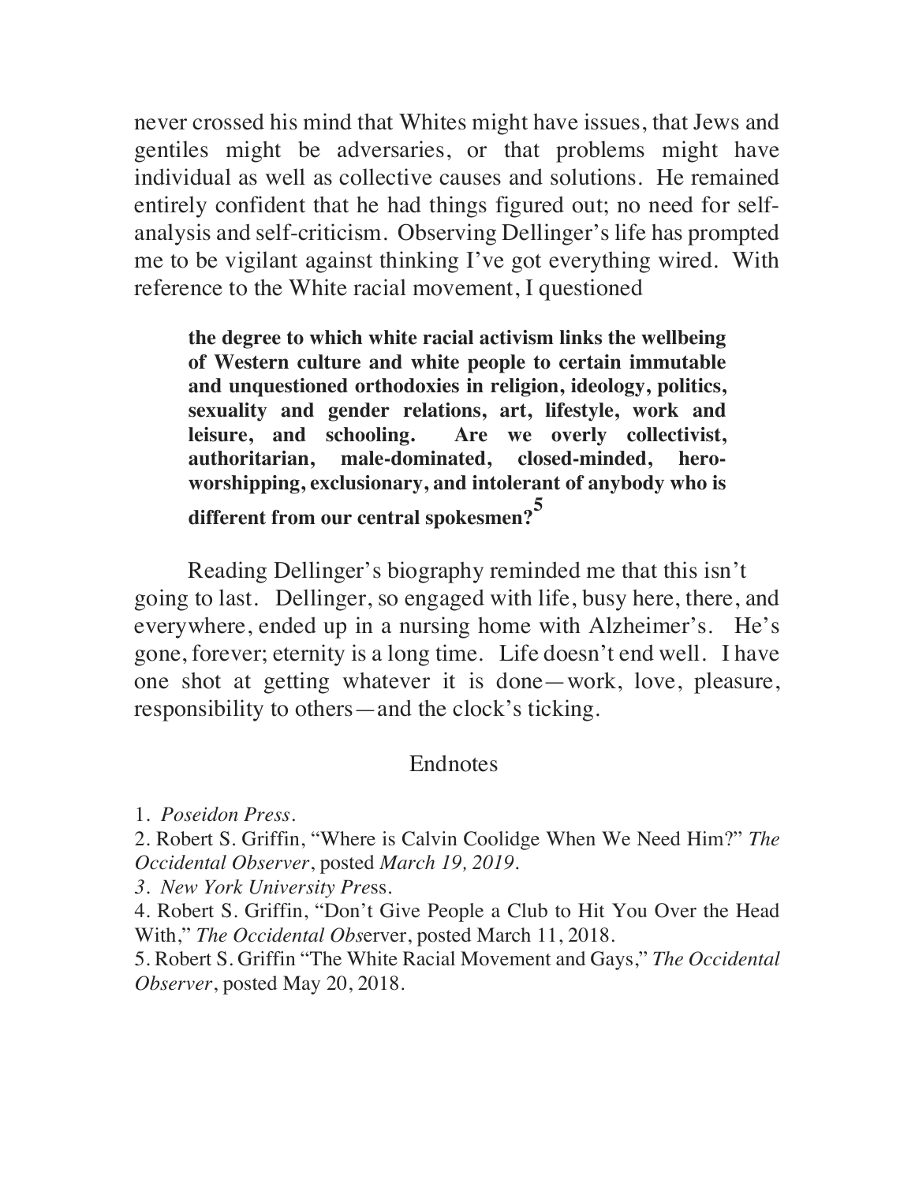never crossed his mind that Whites might have issues, that Jews and gentiles might be adversaries, or that problems might have individual as well as collective causes and solutions. He remained entirely confident that he had things figured out; no need for self-analysis and self-criticism. Observing Dellinger's life has prompted me to be vigilant against thinking I've got everything wired. With reference to the White racial movement, I questioned

> **the degree to which white racial activism links the wellbeing of Western culture and white people to certain immutable and unquestioned orthodoxies in religion, ideology, politics, sexuality and gender relations, art, lifestyle, work and leisure, and schooling. Are we overly collectivist, authoritarian, male-dominated, closed-minded, hero-worshipping, exclusionary, and intolerant of anybody who is different from our central spokesmen?[5]**

Reading Dellinger's biography reminded me that this isn't going to last. Dellinger, so engaged with life, busy here, there, and everywhere, ended up in a nursing home with Alzheimer's. He's gone, forever; eternity is a long time. Life doesn't end well. I have one shot at getting whatever it is done—work, love, pleasure, responsibility to others—and the clock's ticking.

## Endnotes

1. *Poseidon Press*.
2. Robert S. Griffin, "Where is Calvin Coolidge When We Need Him?" *The Occidental Observer*, posted *March 19, 2019*.
3. *New York University Pres*s.
4. Robert S. Griffin, "Don't Give People a Club to Hit You Over the Head With," *The Occidental Obs*erver, posted March 11, 2018.
5. Robert S. Griffin "The White Racial Movement and Gays," *The Occidental Observer*, posted May 20, 2018.